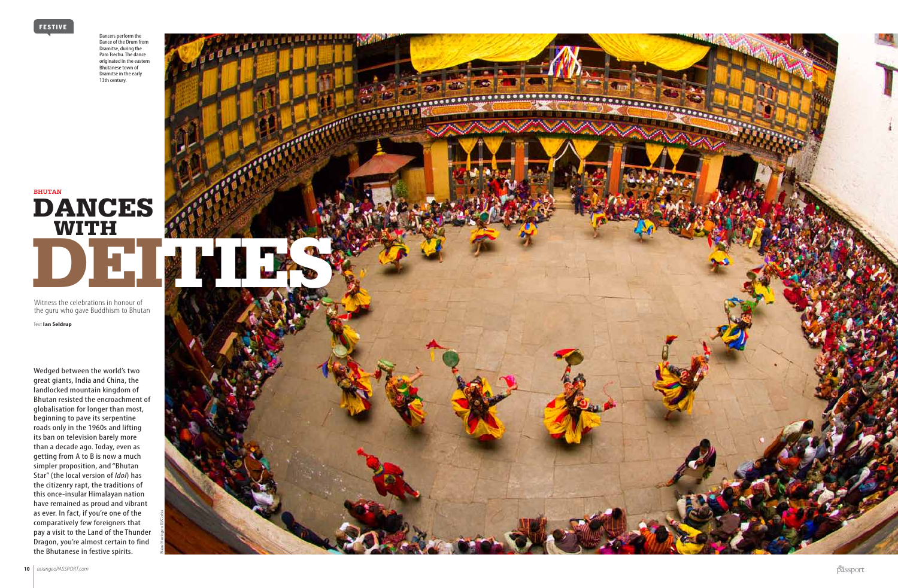FESTIVE

Dancers perform the Dance of the Drum from Dramitse, during the Paro Tsechu. The dance originated in the eastern Bhutanese town of Dramitse in the early 13th century.

BHUTAN

# DANCES WITH DEITIES

Witness the celebrations in honour of the guru who gave Buddhism to Bhutan

Text **Ian Seldrup**

Wedged between the world's two great giants, India and China, the landlocked mountain kingdom of Bhutan resisted the encroachment of globalisation for longer than most, beginning to pave its serpentine roads only in the 1960s and lifting its ban on television barely more than a decade ago. Today, even as getting from A to B is now a much simpler proposition, and "Bhutan Star" (the local version of *Idol*) has the citizenry rapt, the traditions of this once-insular Himalayan nation have remained as proud and vibrant as ever. In fact, if you're one of the comparatively few foreigners that pay a visit to the Land of the Thunder Dragon, you're almost certain to find the Bhutanese in festive spirits.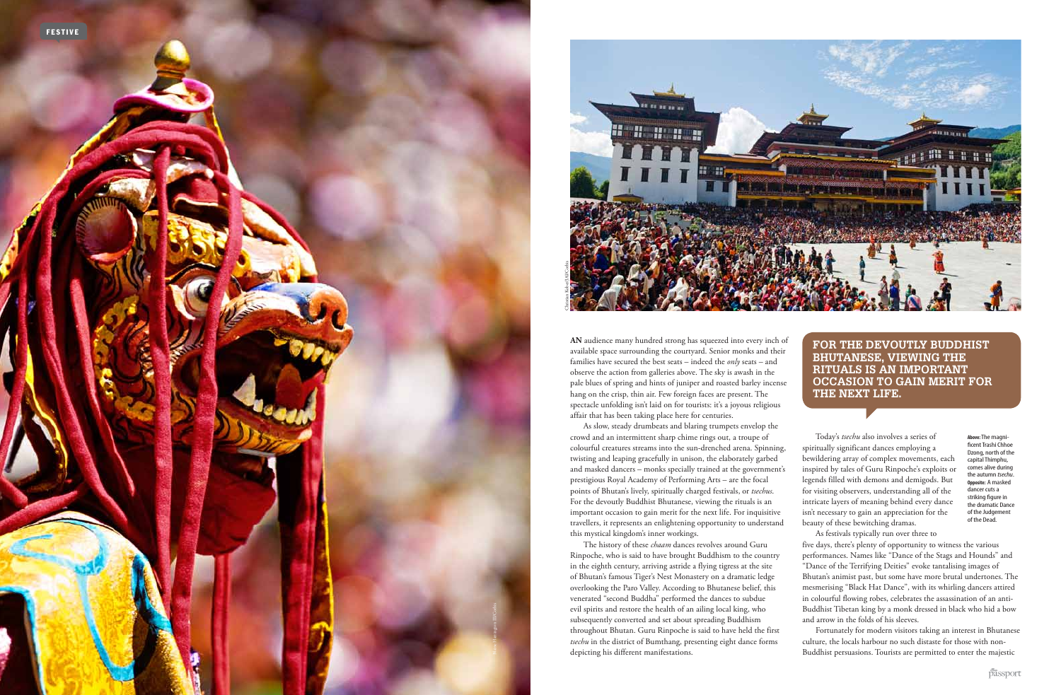**AN** audience many hundred strong has squeezed into every inch of available space surrounding the courtyard. Senior monks and their families have secured the best seats – indeed the *only* seats – and observe the action from galleries above. The sky is awash in the pale blues of spring and hints of juniper and roasted barley incense hang on the crisp, thin air. Few foreign faces are present. The spectacle unfolding isn't laid on for tourists: it's a joyous religious affair that has been taking place here for centuries.

As slow, steady drumbeats and blaring trumpets envelop the crowd and an intermittent sharp chime rings out, a troupe of colourful creatures streams into the sun-drenched arena. Spinning, twisting and leaping gracefully in unison, the elaborately garbed and masked dancers – monks specially trained at the government's prestigious Royal Academy of Performing Arts – are the focal points of Bhutan's lively, spiritually charged festivals, or *tsechus*. For the devoutly Buddhist Bhutanese, viewing the rituals is an important occasion to gain merit for the next life. For inquisitive travellers, it represents an enlightening opportunity to understand this mystical kingdom's inner workings.

The history of these *chaam* dances revolves around Guru Rinpoche, who is said to have brought Buddhism to the country in the eighth century, arriving astride a flying tigress at the site of Bhutan's famous Tiger's Nest Monastery on a dramatic ledge overlooking the Paro Valley. According to Bhutanese belief, this venerated "second Buddha" performed the dances to subdue evil spirits and restore the health of an ailing local king, who subsequently converted and set about spreading Buddhism throughout Bhutan. Guru Rinpoche is said to have held the first *tsechu* in the district of Bumthang, presenting eight dance forms depicting his different manifestations.

**FOR THE DEVOUTLY BUDDHIST BHUTANESE, VIEWING THE RITUALS IS AN IMPORTANT OCCASION TO GAIN MERIT FOR THE NEXT LIFE.**

Today's *tsechu* also involves a series of spiritually significant dances employing a bewildering array of complex movements, each inspired by tales of Guru Rinpoche's exploits or legends filled with demons and demigods. But for visiting observers, understanding all of the intricate layers of meaning behind every dance isn't necessary to gain an appreciation for the beauty of these bewitching dramas.

As festivals typically run over three to five days, there's plenty of opportunity to witness the various performances. Names like "Dance of the Stags and Hounds" and "Dance of the Terrifying Deities" evoke tantalising images of Bhutan's animist past, but some have more brutal undertones. The mesmerising "Black Hat Dance", with its whirling dancers attired in colourful flowing robes, celebrates the assassination of an anti-Buddhist Tibetan king by a monk dressed in black who hid a bow and arrow in the folds of his sleeves.

Fortunately for modern visitors taking an interest in Bhutanese culture, the locals harbour no such distaste for those with non-Buddhist persuasions. Tourists are permitted to enter the majestic

**Above:** The magnificent Trashi Chhoe Dzong, north of the capital Thimphu, comes alive during the autumn *tsechu*. **Opposite:** A masked dancer cuts a striking figure in the dramatic Dance of the Judgement of the Dead.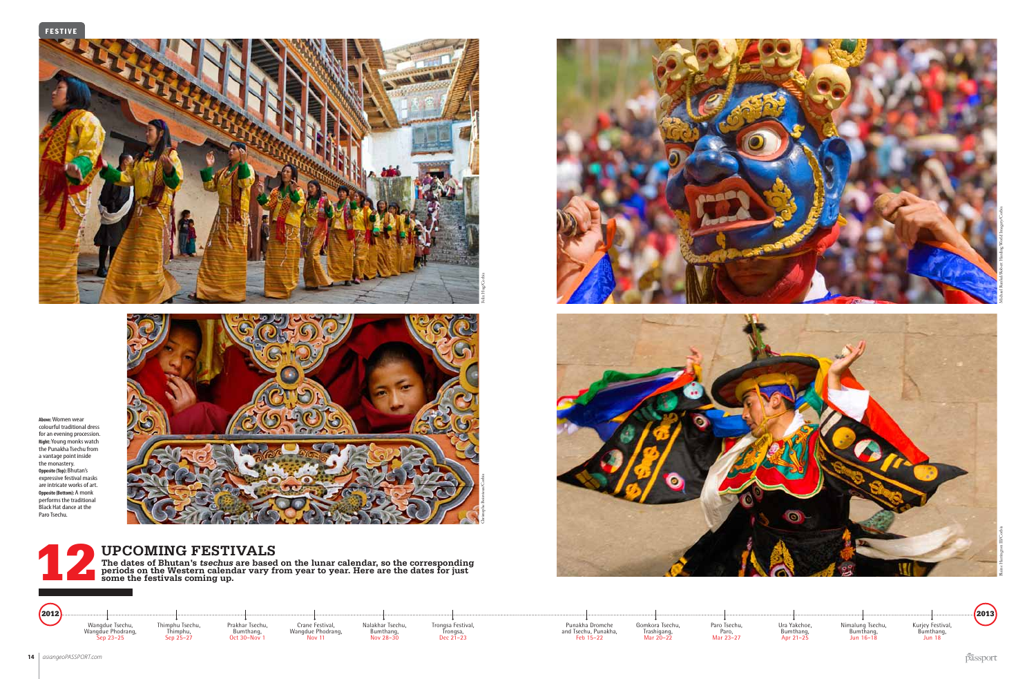FESTIVE

**Above:** Women wear colourful traditional dress for an evening procession. **Right:** Young monks watch the Punakha Tsechu from a vantage point inside the monastery. **Opposite (Top):** Bhutan's expressive festival masks are intricate works of art. **Opposite (Bottom):** A monk performs the traditional Black Hat dance at the Paro Tsechu.

# 12 UPCOMING FESTIVALS

**The dates of Bhutan's *tsechus* are based on the lunar calendar, so the corresponding periods on the Western calendar vary from year to year. Here are the dates for just some the festivals coming up.**

**2012**

- Wangdue Tsechu, Wangdue Phodrang, Sep 23–25
- Thimphu Tsechu, Thimphu, Sep 25–27
- Prakhar Tsechu, Bumthang, Oct 30–Nov 1
- Crane Festival, Wangdue Phodrang, Nov 11
- Nalakhar Tsechu, Bumthang, Nov 28–30
- Trongsa Festival, Trongsa, Dec 21–23

**2013**

- Punakha Dromche and Tsechu, Punakha, Feb 15–22
- Gomkora Tsechu, Trashigang, Mar 20–22
- Paro Tsechu, Paro, Mar 23–27
- Ura Yakchoe, Bumthang, Apr 21–25
- Nimalung Tsechu, Bumthang, Jun 16–18
- Kurjey Festival, Bumthang, Jun 18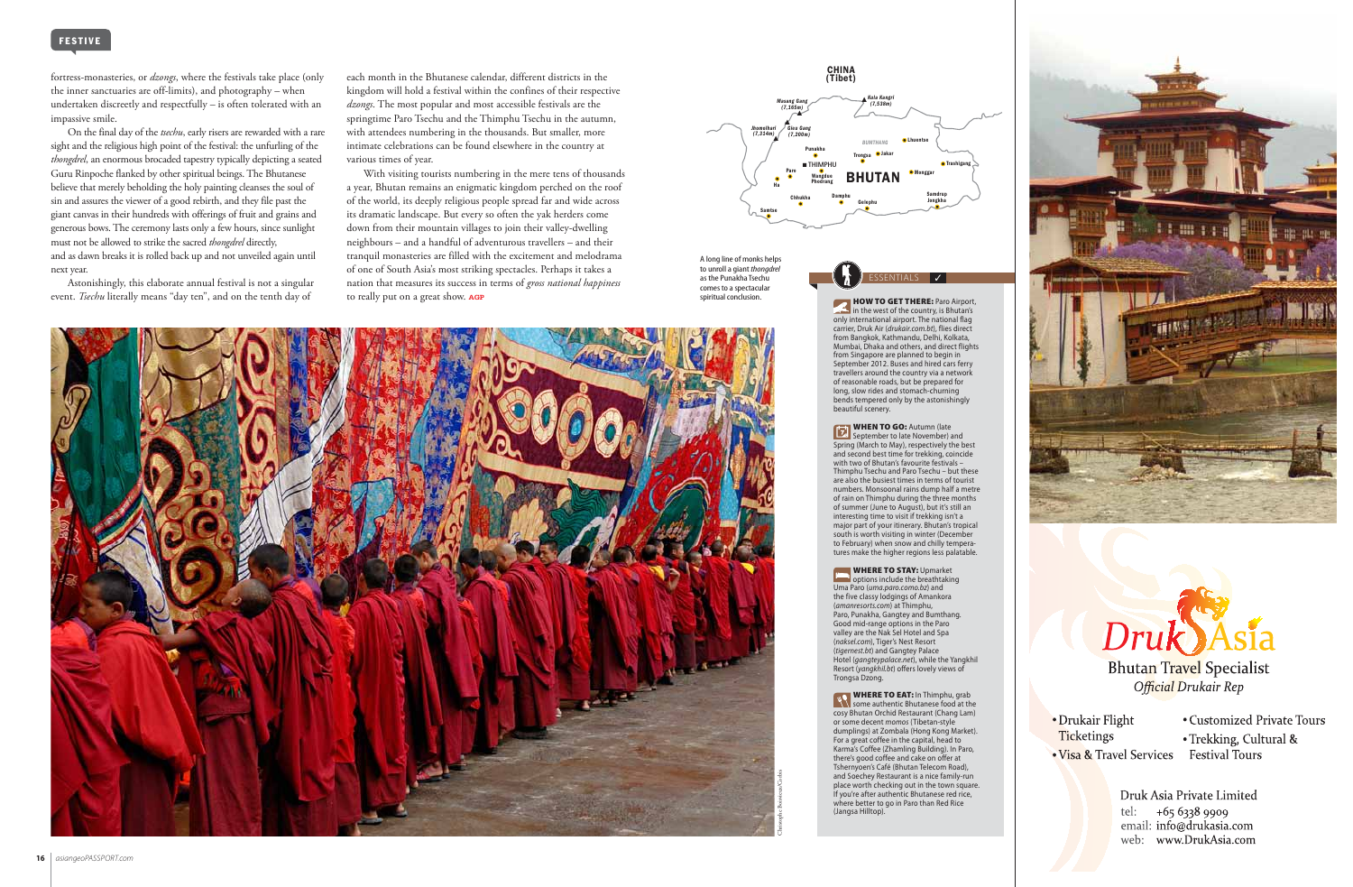fortress-monasteries, or *dzongs*, where the festivals take place (only the inner sanctuaries are off-limits), and photography – when undertaken discreetly and respectfully – is often tolerated with an impassive smile.

On the final day of the *tsechu*, early risers are rewarded with a rare sight and the religious high point of the festival: the unfurling of the *thongdrel*, an enormous brocaded tapestry typically depicting a seated Guru Rinpoche flanked by other spiritual beings. The Bhutanese believe that merely beholding the holy painting cleanses the soul of sin and assures the viewer of a good rebirth, and they file past the giant canvas in their hundreds with offerings of fruit and grains and generous bows. The ceremony lasts only a few hours, since sunlight must not be allowed to strike the sacred *thongdrel* directly, and as dawn breaks it is rolled back up and not unveiled again until next year.

Astonishingly, this elaborate annual festival is not a singular event. *Tsechu* literally means "day ten", and on the tenth day of each month in the Bhutanese calendar, different districts in the kingdom will hold a festival within the confines of their respective *dzongs*. The most popular and most accessible festivals are the springtime Paro Tsechu and the Thimphu Tsechu in the autumn, with attendees numbering in the thousands. But smaller, more intimate celebrations can be found elsewhere in the country at various times of year.

With visiting tourists numbering in the mere tens of thousands a year, Bhutan remains an enigmatic kingdom perched on the roof of the world, its deeply religious people spread far and wide across its dramatic landscape. But every so often the yak herders come down from their mountain villages to join their valley-dwelling neighbours – and a handful of adventurous travellers – and their tranquil monasteries are filled with the excitement and melodrama of one of South Asia's most striking spectacles. Perhaps it takes a nation that measures its success in terms of *gross national happiness* to really put on a great show. **AGP**

CHINA (Tibet)

Masang Gang (7,165m)

Kula Kangri (7,538m)

Jhomolhari (7,314m)

Gieu Gang (7,200m)

Punakha

BUMTHANG

Lhuentse

Trongsa

Jakar

Yashigang

THIMPHU

Paro

Ha

Wangdue Phodrang

BHUTAN

Mongar

Chhukha

Dampu

Gelephu

Samdrup Jongkha

Samtse

A long line of monks helps to unroll a giant *thongdrel* as the Punakha Tsechu comes to a spectacular spiritual conclusion.

Christophe Boisvieux/Corbis

## ESSENTIALS ✓

**HOW TO GET THERE:** Paro Airport, in the west of the country, is Bhutan's only international airport. The national flag carrier, Druk Air (*drukair.com.bt*), flies direct from Bangkok, Kathmandu, Delhi, Kolkata, Mumbai, Dhaka and others, and direct flights from Singapore are planned to begin in September 2012. Buses and hired cars ferry travellers around the country via a network of reasonable roads, but be prepared for long, slow rides and stomach-churning bends tempered only by the astonishingly beautiful scenery.

**WHEN TO GO:** Autumn (late September to late November) and Spring (March to May), respectively the best and second best time for trekking, coincide with two of Bhutan's favourite festivals – Thimphu Tsechu and Paro Tsechu – but these are also the busiest times in terms of tourist numbers. Monsoonal rains dump half a metre of rain on Thimphu during the three months of summer (June to August), but it's still an interesting time to visit if trekking isn't a major part of your itinerary. Bhutan's tropical south is worth visiting in winter (December to February) when snow and chilly temperatures make the higher regions less palatable.

**WHERE TO STAY:** Upmarket options include the breathtaking Uma Paro (*uma.paro.como.bz*) and the five classy lodgings of Amankora (*amanresorts.com*) at Thimphu, Paro, Punakha, Gangtey and Bumthang. Good mid-range options in the Paro valley are the Nak Sel Hotel and Spa (*naksel.com*), Tiger's Nest Resort (*tigernest.bt*) and Gangtey Palace Hotel (*gangteypalace.net*), while the Yangkhil Resort (*yangkhil.bt*) offers lovely views of Trongsa Dzong.

**WHERE TO EAT:** In Thimphu, grab some authentic Bhutanese food at the cosy Bhutan Orchid Restaurant (Chang Lam) or some decent *momos* (Tibetan-style dumplings) at Zombala (Hong Kong Market). For a great coffee in the capital, head to Karma's Coffee (Zhamling Building). In Paro, there's good coffee and cake on offer at Tshernyoen's Café (Bhutan Telecom Road), and Soechey Restaurant is a nice family-run place worth checking out in the town square. If you're after authentic Bhutanese red rice, where better to go in Paro than Red Rice (Jangsa Hilltop).

Druk Asia

Bhutan Travel Specialist

*Official Drukair Rep*

- Drukair Flight Ticketings
- Visa & Travel Services
- Customized Private Tours
- Trekking, Cultural & Festival Tours

Druk Asia Private Limited
tel: +65 6338 9909
email: info@drukasia.com
web: www.DrukAsia.com